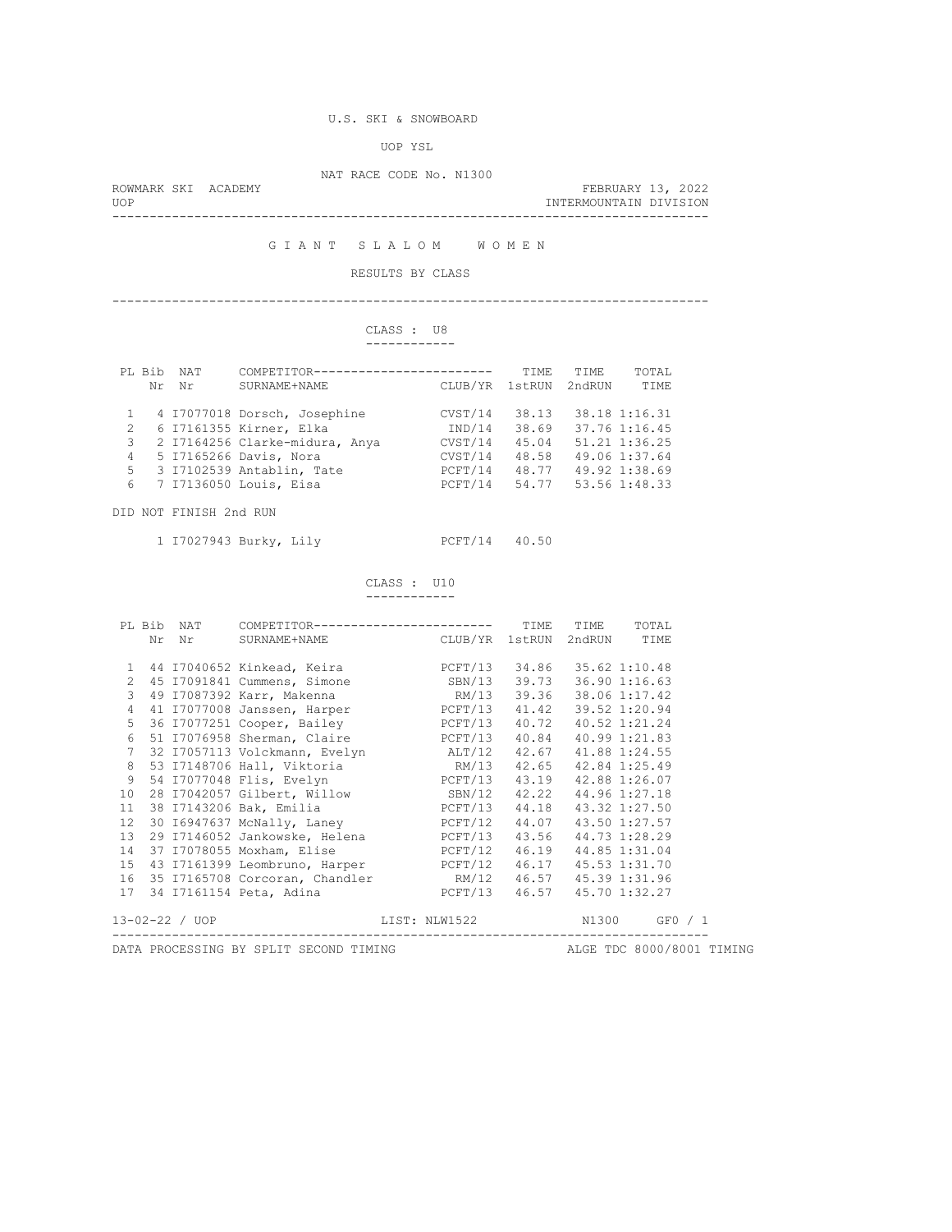U.S. SKI & SNOWBOARD

UOP YSL

NAT RACE CODE No. N1300

ROWMARK SKI ACADEMY — FEBRUARY 13, 2022

UOP — INTERMOUNTAIN DIVISION

# G I A N T S L A L O M W O M E N

RESULTS BY CLASS

## CLASS : U8

| PL | Bib Nr | NAT Nr | COMPETITOR SURNAME+NAME | CLUB/YR | TIME 1stRUN | TIME 2ndRUN | TOTAL TIME |
|---|---|---|---|---|---|---|---|
| 1 | 4 | I7077018 | Dorsch, Josephine | CVST/14 | 38.13 | 38.18 | 1:16.31 |
| 2 | 6 | I7161355 | Kirner, Elka | IND/14 | 38.69 | 37.76 | 1:16.45 |
| 3 | 2 | I7164256 | Clarke-midura, Anya | CVST/14 | 45.04 | 51.21 | 1:36.25 |
| 4 | 5 | I7165266 | Davis, Nora | CVST/14 | 48.58 | 49.06 | 1:37.64 |
| 5 | 3 | I7102539 | Antablin, Tate | PCFT/14 | 48.77 | 49.92 | 1:38.69 |
| 6 | 7 | I7136050 | Louis, Eisa | PCFT/14 | 54.77 | 53.56 | 1:48.33 |

DID NOT FINISH 2nd RUN

| Bib Nr | NAT Nr | COMPETITOR SURNAME+NAME | CLUB/YR | TIME 1stRUN |
|---|---|---|---|---|
| 1 | I7027943 | Burky, Lily | PCFT/14 | 40.50 |

## CLASS : U10

| PL | Bib Nr | NAT Nr | COMPETITOR SURNAME+NAME | CLUB/YR | TIME 1stRUN | TIME 2ndRUN | TOTAL TIME |
|---|---|---|---|---|---|---|---|
| 1 | 44 | I7040652 | Kinkead, Keira | PCFT/13 | 34.86 | 35.62 | 1:10.48 |
| 2 | 45 | I7091841 | Cummens, Simone | SBN/13 | 39.73 | 36.90 | 1:16.63 |
| 3 | 49 | I7087392 | Karr, Makenna | RM/13 | 39.36 | 38.06 | 1:17.42 |
| 4 | 41 | I7077008 | Janssen, Harper | PCFT/13 | 41.42 | 39.52 | 1:20.94 |
| 5 | 36 | I7077251 | Cooper, Bailey | PCFT/13 | 40.72 | 40.52 | 1:21.24 |
| 6 | 51 | I7076958 | Sherman, Claire | PCFT/13 | 40.84 | 40.99 | 1:21.83 |
| 7 | 32 | I7057113 | Volckmann, Evelyn | ALT/12 | 42.67 | 41.88 | 1:24.55 |
| 8 | 53 | I7148706 | Hall, Viktoria | RM/13 | 42.65 | 42.84 | 1:25.49 |
| 9 | 54 | I7077048 | Flis, Evelyn | PCFT/13 | 43.19 | 42.88 | 1:26.07 |
| 10 | 28 | I7042057 | Gilbert, Willow | SBN/12 | 42.22 | 44.96 | 1:27.18 |
| 11 | 38 | I7143206 | Bak, Emilia | PCFT/13 | 44.18 | 43.32 | 1:27.50 |
| 12 | 30 | I6947637 | McNally, Laney | PCFT/12 | 44.07 | 43.50 | 1:27.57 |
| 13 | 29 | I7146052 | Jankowske, Helena | PCFT/13 | 43.56 | 44.73 | 1:28.29 |
| 14 | 37 | I7078055 | Moxham, Elise | PCFT/12 | 46.19 | 44.85 | 1:31.04 |
| 15 | 43 | I7161399 | Leombruno, Harper | PCFT/12 | 46.17 | 45.53 | 1:31.70 |
| 16 | 35 | I7165708 | Corcoran, Chandler | RM/12 | 46.57 | 45.39 | 1:31.96 |
| 17 | 34 | I7161154 | Peta, Adina | PCFT/13 | 46.57 | 45.70 | 1:32.27 |

13-02-22 / UOP — LIST: NLW1522 — N1300 GF0 / 1

DATA PROCESSING BY SPLIT SECOND TIMING — ALGE TDC 8000/8001 TIMING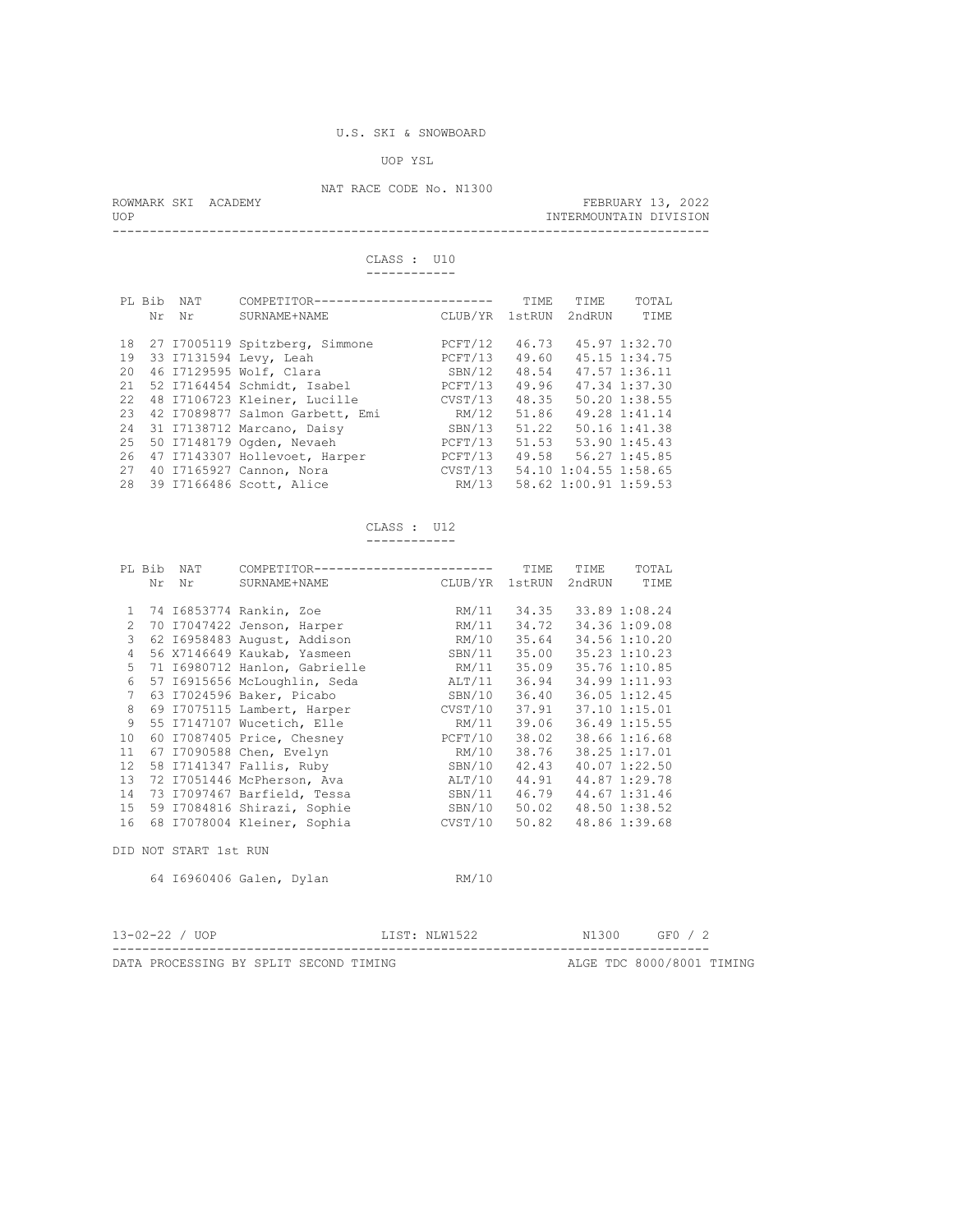U.S. SKI & SNOWBOARD

UOP YSL

NAT RACE CODE No. N1300

ROWMARK SKI ACADEMY — FEBRUARY 13, 2022

UOP — INTERMOUNTAIN DIVISION

## CLASS : U10

| PL | Bib Nr | NAT Nr | COMPETITOR SURNAME+NAME | CLUB/YR | TIME 1stRUN | TIME 2ndRUN | TOTAL TIME |
|---|---|---|---|---|---|---|---|
| 18 | 27 | I7005119 | Spitzberg, Simmone | PCFT/12 | 46.73 | 45.97 | 1:32.70 |
| 19 | 33 | I7131594 | Levy, Leah | PCFT/13 | 49.60 | 45.15 | 1:34.75 |
| 20 | 46 | I7129595 | Wolf, Clara | SBN/12 | 48.54 | 47.57 | 1:36.11 |
| 21 | 52 | I7164454 | Schmidt, Isabel | PCFT/13 | 49.96 | 47.34 | 1:37.30 |
| 22 | 48 | I7106723 | Kleiner, Lucille | CVST/13 | 48.35 | 50.20 | 1:38.55 |
| 23 | 42 | I7089877 | Salmon Garbett, Emi | RM/12 | 51.86 | 49.28 | 1:41.14 |
| 24 | 31 | I7138712 | Marcano, Daisy | SBN/13 | 51.22 | 50.16 | 1:41.38 |
| 25 | 50 | I7148179 | Ogden, Nevaeh | PCFT/13 | 51.53 | 53.90 | 1:45.43 |
| 26 | 47 | I7143307 | Hollevoet, Harper | PCFT/13 | 49.58 | 56.27 | 1:45.85 |
| 27 | 40 | I7165927 | Cannon, Nora | CVST/13 | 54.10 | 1:04.55 | 1:58.65 |
| 28 | 39 | I7166486 | Scott, Alice | RM/13 | 58.62 | 1:00.91 | 1:59.53 |

## CLASS : U12

| PL | Bib Nr | NAT Nr | COMPETITOR SURNAME+NAME | CLUB/YR | TIME 1stRUN | TIME 2ndRUN | TOTAL TIME |
|---|---|---|---|---|---|---|---|
| 1 | 74 | I6853774 | Rankin, Zoe | RM/11 | 34.35 | 33.89 | 1:08.24 |
| 2 | 70 | I7047422 | Jenson, Harper | RM/11 | 34.72 | 34.36 | 1:09.08 |
| 3 | 62 | I6958483 | August, Addison | RM/10 | 35.64 | 34.56 | 1:10.20 |
| 4 | 56 | X7146649 | Kaukab, Yasmeen | SBN/11 | 35.00 | 35.23 | 1:10.23 |
| 5 | 71 | I6980712 | Hanlon, Gabrielle | RM/11 | 35.09 | 35.76 | 1:10.85 |
| 6 | 57 | I6915656 | McLoughlin, Seda | ALT/11 | 36.94 | 34.99 | 1:11.93 |
| 7 | 63 | I7024596 | Baker, Picabo | SBN/10 | 36.40 | 36.05 | 1:12.45 |
| 8 | 69 | I7075115 | Lambert, Harper | CVST/10 | 37.91 | 37.10 | 1:15.01 |
| 9 | 55 | I7147107 | Wucetich, Elle | RM/11 | 39.06 | 36.49 | 1:15.55 |
| 10 | 60 | I7087405 | Price, Chesney | PCFT/10 | 38.02 | 38.66 | 1:16.68 |
| 11 | 67 | I7090588 | Chen, Evelyn | RM/10 | 38.76 | 38.25 | 1:17.01 |
| 12 | 58 | I7141347 | Fallis, Ruby | SBN/10 | 42.43 | 40.07 | 1:22.50 |
| 13 | 72 | I7051446 | McPherson, Ava | ALT/10 | 44.91 | 44.87 | 1:29.78 |
| 14 | 73 | I7097467 | Barfield, Tessa | SBN/11 | 46.79 | 44.67 | 1:31.46 |
| 15 | 59 | I7084816 | Shirazi, Sophie | SBN/10 | 50.02 | 48.50 | 1:38.52 |
| 16 | 68 | I7078004 | Kleiner, Sophia | CVST/10 | 50.82 | 48.86 | 1:39.68 |

DID NOT START 1st RUN

| Bib Nr | NAT Nr | COMPETITOR SURNAME+NAME | CLUB/YR |
|---|---|---|---|
| 64 | I6960406 | Galen, Dylan | RM/10 |

13-02-22 / UOP — LIST: NLW1522 — N1300 — GF0 / 2

DATA PROCESSING BY SPLIT SECOND TIMING — ALGE TDC 8000/8001 TIMING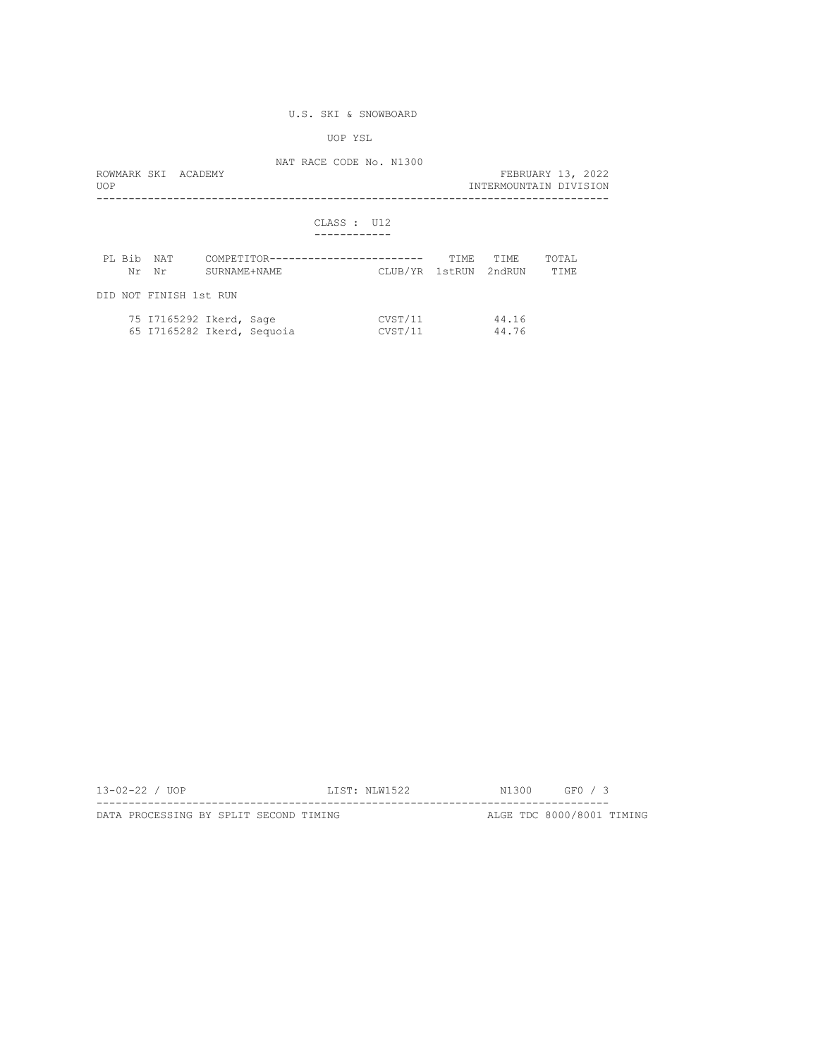U.S. SKI & SNOWBOARD

UOP YSL

NAT RACE CODE No. N1300

ROWMARK SKI ACADEMY — FEBRUARY 13, 2022

UOP — INTERMOUNTAIN DIVISION

CLASS : U12

| PL | Bib Nr | NAT Nr | COMPETITOR SURNAME+NAME | CLUB/YR | TIME 1stRUN | TIME 2ndRUN | TOTAL TIME |
|---|---|---|---|---|---|---|---|
| DID NOT FINISH 1st RUN | | | | | | | |
| | 75 | I7165292 | Ikerd, Sage | CVST/11 | | 44.16 | |
| | 65 | I7165282 | Ikerd, Sequoia | CVST/11 | | 44.76 | |

13-02-22 / UOP — LIST: NLW1522 — N1300 — GF0 / 3

DATA PROCESSING BY SPLIT SECOND TIMING — ALGE TDC 8000/8001 TIMING